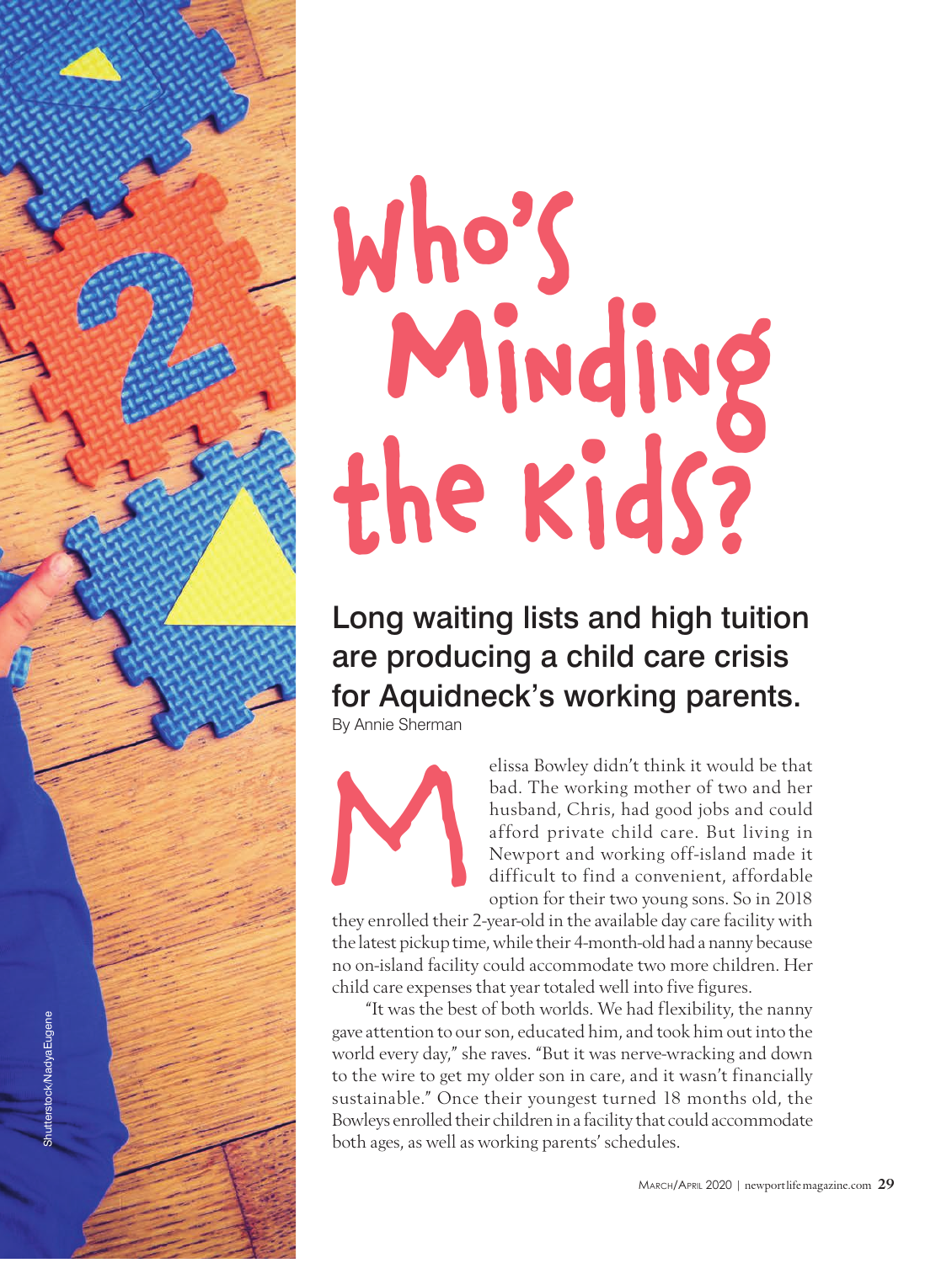# Who's Minding the Kids?

## Long waiting lists and high tuition are producing a child care crisis for Aquidneck's working parents.

By Annie Sherman

Melissa Bowley didn't think it would be that bad. The working mother of two and her husband, Chris, had good jobs and could afford private child care. But living in Newport and working off-island made it difficult to find a convenient, affordable option for their two young sons. So in 2018 they enrolled their 2-year-old in the available day care facility with the latest pickup time, while their 4-month-old had a nanny because no on-island facility could accommodate two more children. Her child care expenses that year totaled well into five figures.

"It was the best of both worlds. We had flexibility, the nanny gave attention to our son, educated him, and took him out into the world every day," she raves. "But it was nerve-wracking and down to the wire to get my older son in care, and it wasn't financially sustainable." Once their youngest turned 18 months old, the Bowleys enrolled their children in a facility that could accommodate both ages, as well as working parents' schedules.

Shutterstock/NadyaEugene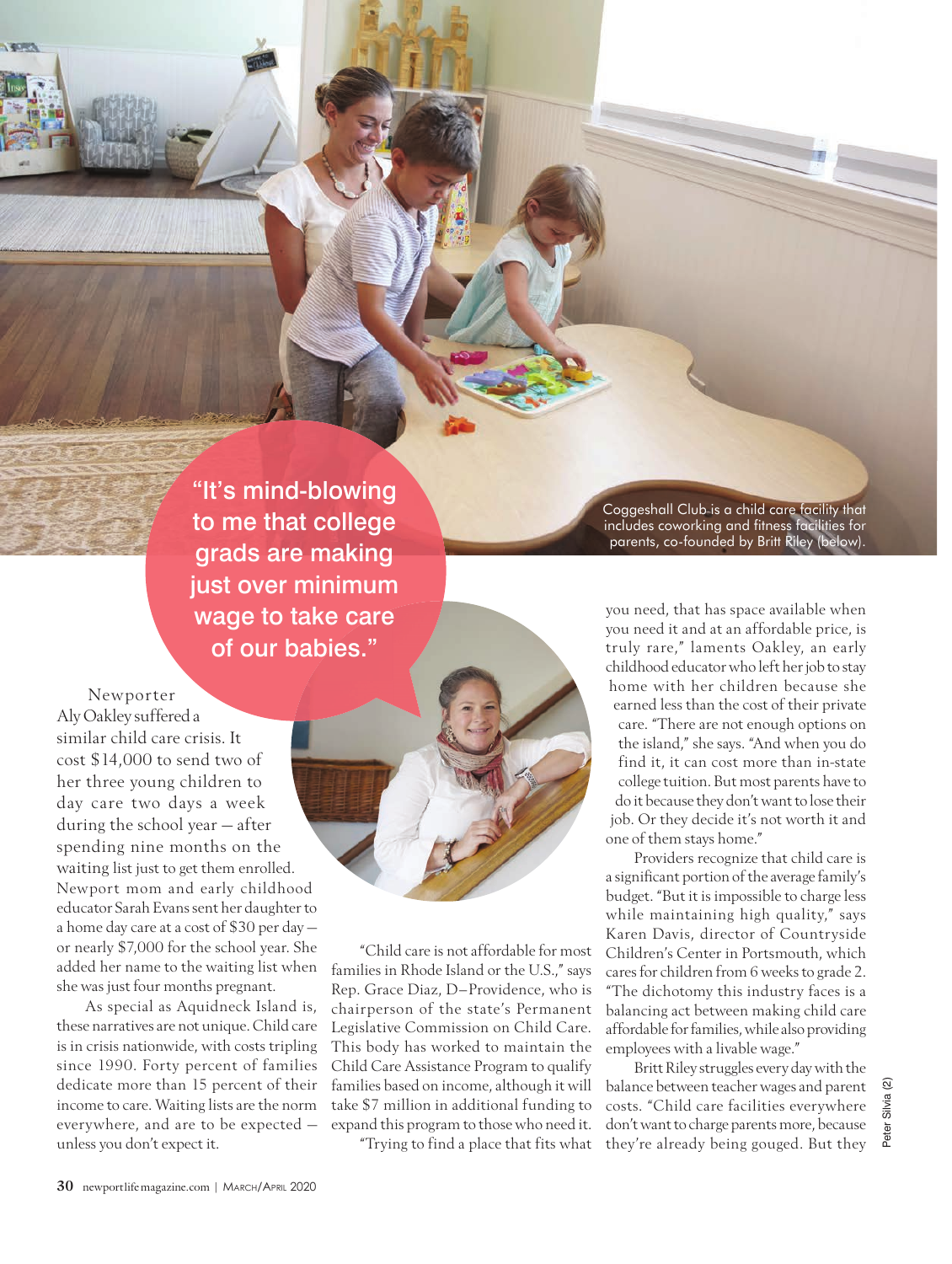Coggeshall Club is a child care facility that includes coworking and fitness facilities for parents, co-founded by Britt Riley (below).

> "It's mind-blowing to me that college grads are making just over minimum wage to take care of our babies."

Newporter Aly Oakley suffered a similar child care crisis. It cost $14,000 to send two of her three young children to day care two days a week during the school year — after spending nine months on the waiting list just to get them enrolled. Newport mom and early childhood educator Sarah Evans sent her daughter to a home day care at a cost of $30 per day — or nearly $7,000 for the school year. She added her name to the waiting list when she was just four months pregnant.

As special as Aquidneck Island is, these narratives are not unique. Child care is in crisis nationwide, with costs tripling since 1990. Forty percent of families dedicate more than 15 percent of their income to care. Waiting lists are the norm everywhere, and are to be expected — unless you don't expect it.

"Child care is not affordable for most families in Rhode Island or the U.S.," says Rep. Grace Diaz, D–Providence, who is chairperson of the state's Permanent Legislative Commission on Child Care. This body has worked to maintain the Child Care Assistance Program to qualify families based on income, although it will take $7 million in additional funding to expand this program to those who need it.

"Trying to find a place that fits what you need, that has space available when you need it and at an affordable price, is truly rare," laments Oakley, an early childhood educator who left her job to stay home with her children because she earned less than the cost of their private care. "There are not enough options on the island," she says. "And when you do find it, it can cost more than in-state college tuition. But most parents have to do it because they don't want to lose their job. Or they decide it's not worth it and one of them stays home."

Providers recognize that child care is a significant portion of the average family's budget. "But it is impossible to charge less while maintaining high quality," says Karen Davis, director of Countryside Children's Center in Portsmouth, which cares for children from 6 weeks to grade 2. "The dichotomy this industry faces is a balancing act between making child care affordable for families, while also providing employees with a livable wage."

Britt Riley struggles every day with the balance between teacher wages and parent costs. "Child care facilities everywhere don't want to charge parents more, because they're already being gouged. But they

Peter Silvia (2)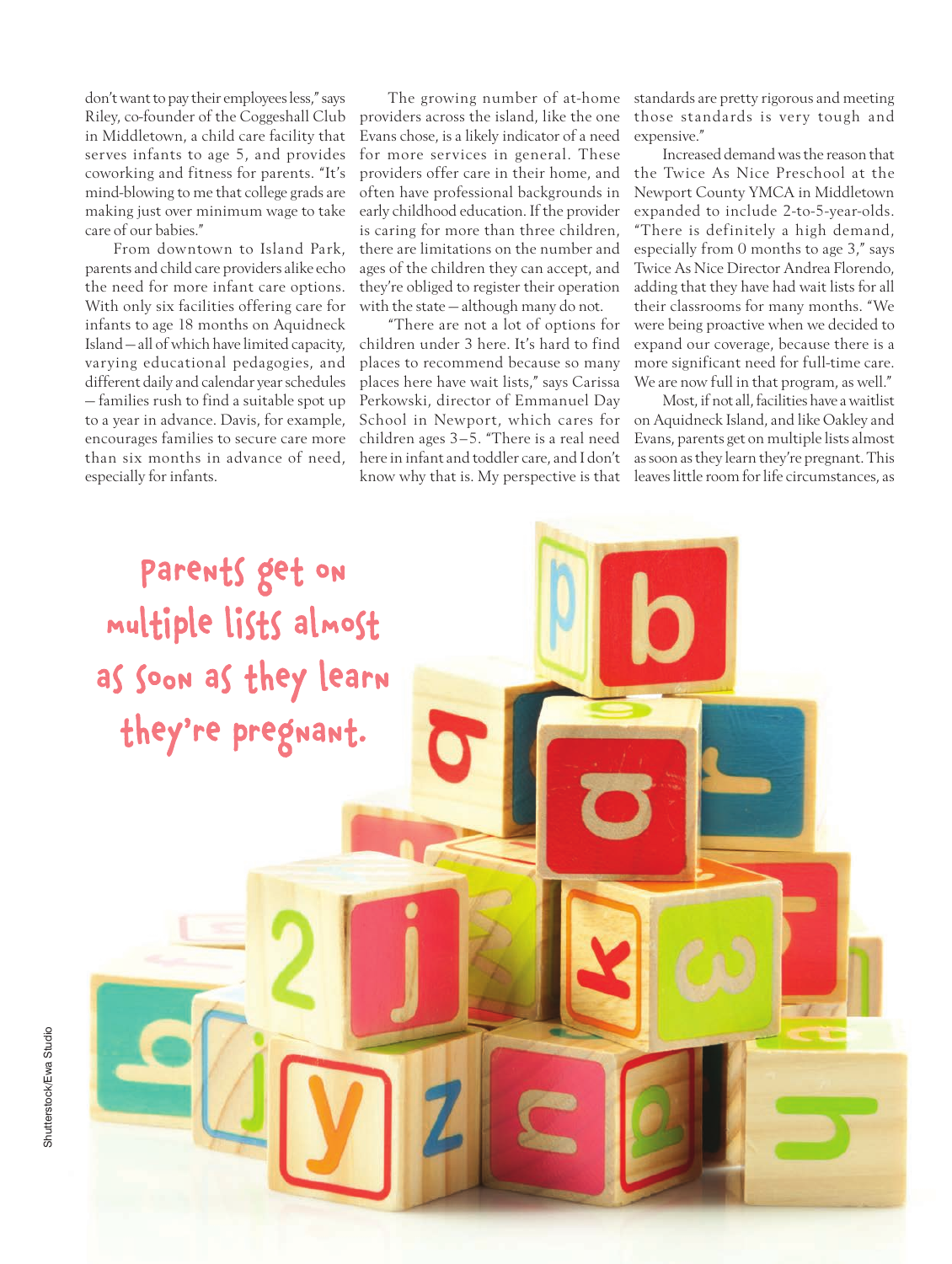don't want to pay their employees less," says Riley, co-founder of the Coggeshall Club in Middletown, a child care facility that serves infants to age 5, and provides coworking and fitness for parents. "It's mind-blowing to me that college grads are making just over minimum wage to take care of our babies."

From downtown to Island Park, parents and child care providers alike echo the need for more infant care options. With only six facilities offering care for infants to age 18 months on Aquidneck Island — all of which have limited capacity, varying educational pedagogies, and different daily and calendar year schedules — families rush to find a suitable spot up to a year in advance. Davis, for example, encourages families to secure care more than six months in advance of need, especially for infants.

The growing number of at-home providers across the island, like the one Evans chose, is a likely indicator of a need for more services in general. These providers offer care in their home, and often have professional backgrounds in early childhood education. If the provider is caring for more than three children, there are limitations on the number and ages of the children they can accept, and they're obliged to register their operation with the state — although many do not.

"There are not a lot of options for children under 3 here. It's hard to find places to recommend because so many places here have wait lists," says Carissa Perkowski, director of Emmanuel Day School in Newport, which cares for children ages 3–5. "There is a real need here in infant and toddler care, and I don't know why that is. My perspective is that standards are pretty rigorous and meeting those standards is very tough and expensive."

Increased demand was the reason that the Twice As Nice Preschool at the Newport County YMCA in Middletown expanded to include 2-to-5-year-olds. "There is definitely a high demand, especially from 0 months to age 3," says Twice As Nice Director Andrea Florendo, adding that they have had wait lists for all their classrooms for many months. "We were being proactive when we decided to expand our coverage, because there is a more significant need for full-time care. We are now full in that program, as well."

Most, if not all, facilities have a waitlist on Aquidneck Island, and like Oakley and Evans, parents get on multiple lists almost as soon as they learn they're pregnant. This leaves little room for life circumstances, as

Parents get on multiple lists almost as soon as they learn they're pregnant.

Shutterstock/Ewa Studio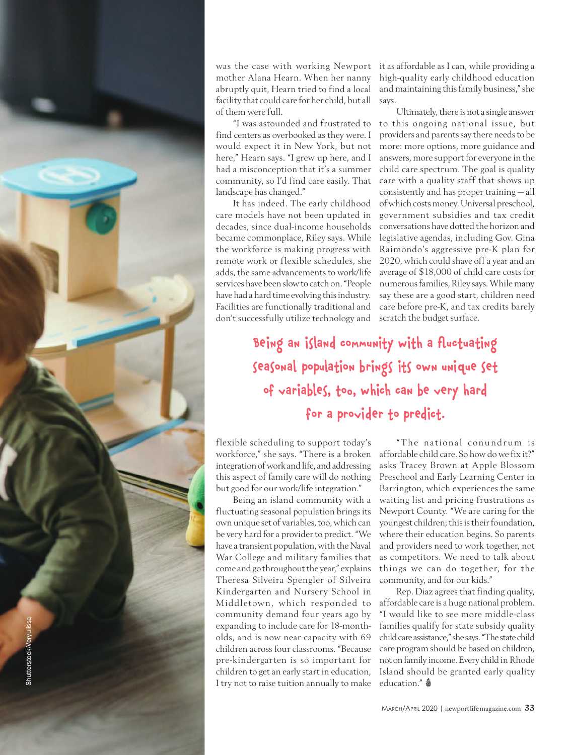was the case with working Newport mother Alana Hearn. When her nanny abruptly quit, Hearn tried to find a local facility that could care for her child, but all of them were full.

"I was astounded and frustrated to find centers as overbooked as they were. I would expect it in New York, but not here," Hearn says. "I grew up here, and I had a misconception that it's a summer community, so I'd find care easily. That landscape has changed."

It has indeed. The early childhood care models have not been updated in decades, since dual-income households became commonplace, Riley says. While the workforce is making progress with remote work or flexible schedules, she adds, the same advancements to work/life services have been slow to catch on. "People have had a hard time evolving this industry. Facilities are functionally traditional and don't successfully utilize technology and flexible scheduling to support today's workforce," she says. "There is a broken integration of work and life, and addressing this aspect of family care will do nothing but good for our work/life integration."

Being an island community with a fluctuating seasonal population brings its own unique set of variables, too, which can be very hard for a provider to predict. "We have a transient population, with the Naval War College and military families that come and go throughout the year," explains Theresa Silveira Spengler of Silveira Kindergarten and Nursery School in Middletown, which responded to community demand four years ago by expanding to include care for 18-month-olds, and is now near capacity with 69 children across four classrooms. "Because pre-kindergarten is so important for children to get an early start in education, I try not to raise tuition annually to make it as affordable as I can, while providing a high-quality early childhood education and maintaining this family business," she says.

Ultimately, there is not a single answer to this ongoing national issue, but providers and parents say there needs to be more: more options, more guidance and answers, more support for everyone in the child care spectrum. The goal is quality care with a quality staff that shows up consistently and has proper training — all of which costs money. Universal preschool, government subsidies and tax credit conversations have dotted the horizon and legislative agendas, including Gov. Gina Raimondo's aggressive pre-K plan for 2020, which could shave off a year and an average of $18,000 of child care costs for numerous families, Riley says. While many say these are a good start, children need care before pre-K, and tax credits barely scratch the budget surface.

> **Being an island community with a fluctuating seasonal population brings its own unique set of variables, too, which can be very hard for a provider to predict.**

"The national conundrum is affordable child care. So how do we fix it?" asks Tracey Brown at Apple Blossom Preschool and Early Learning Center in Barrington, which experiences the same waiting list and pricing frustrations as Newport County. "We are caring for the youngest children; this is their foundation, where their education begins. So parents and providers need to work together, not as competitors. We need to talk about things we can do together, for the community, and for our kids."

Rep. Diaz agrees that finding quality, affordable care is a huge national problem. "I would like to see more middle-class families qualify for state subsidy quality child care assistance," she says. "The state child care program should be based on children, not on family income. Every child in Rhode Island should be granted early quality education."

Shutterstock/Veryulissa